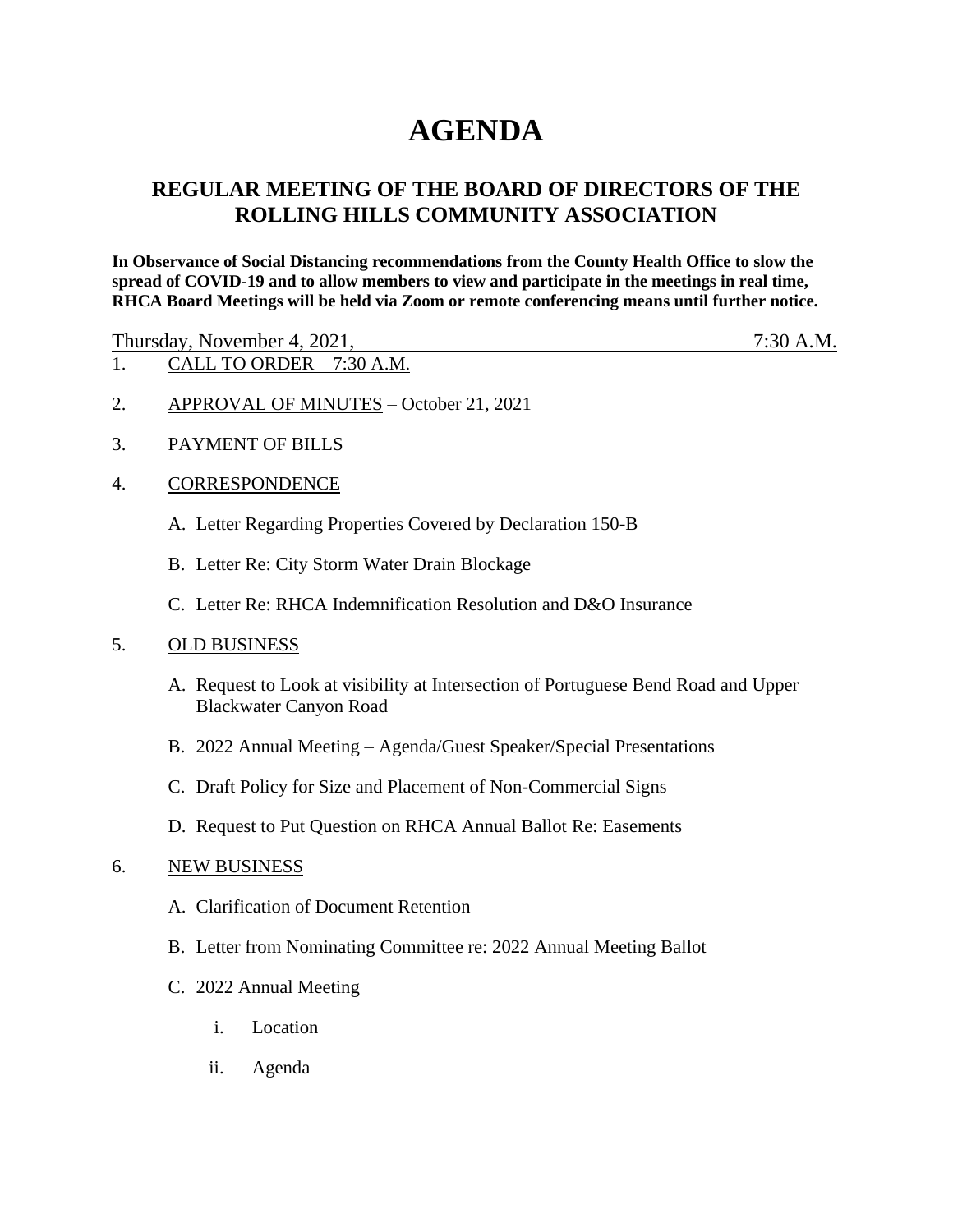# AGENDA

## REGULAR MEETING OF THE BOARD OF DIRECTORS OF THE ROLLING HILLS COMMUNITY ASSOCIATION

**In Observance of Social Distancing recommendations from the County Health Office to slow the spread of COVID-19 and to allow members to view and participate in the meetings in real time, RHCA Board Meetings will be held via Zoom or remote conferencing means until further notice.**

Thursday, November 4, 2021, 7:30 A.M.

1. CALL TO ORDER – 7:30 A.M.

2. APPROVAL OF MINUTES – October 21, 2021

3. PAYMENT OF BILLS

4. CORRESPONDENCE

   A. Letter Regarding Properties Covered by Declaration 150-B

   B. Letter Re: City Storm Water Drain Blockage

   C. Letter Re: RHCA Indemnification Resolution and D&O Insurance

5. OLD BUSINESS

   A. Request to Look at visibility at Intersection of Portuguese Bend Road and Upper Blackwater Canyon Road

   B. 2022 Annual Meeting – Agenda/Guest Speaker/Special Presentations

   C. Draft Policy for Size and Placement of Non-Commercial Signs

   D. Request to Put Question on RHCA Annual Ballot Re: Easements

6. NEW BUSINESS

   A. Clarification of Document Retention

   B. Letter from Nominating Committee re: 2022 Annual Meeting Ballot

   C. 2022 Annual Meeting

      i. Location

      ii. Agenda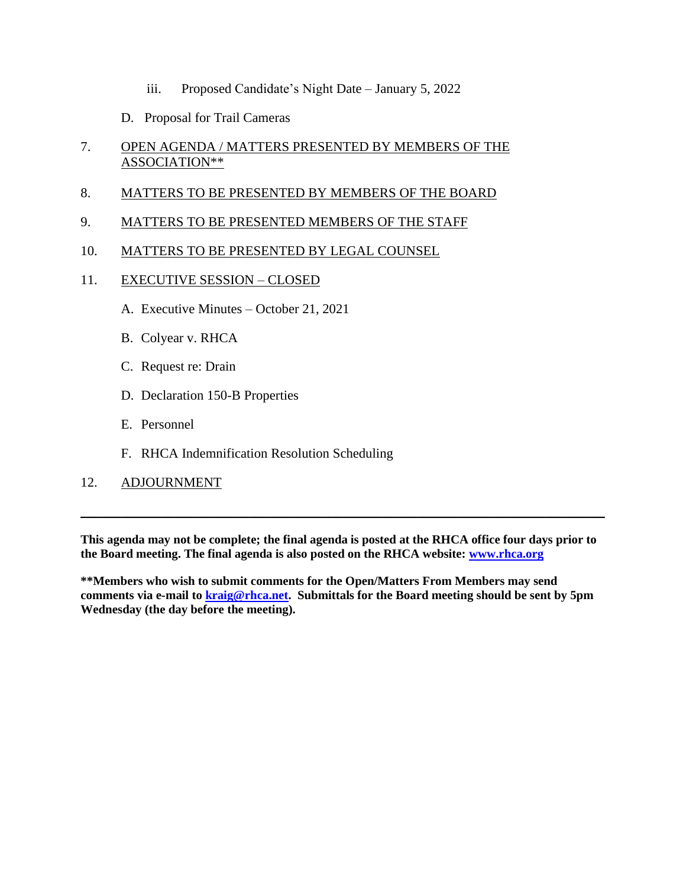iii. Proposed Candidate's Night Date – January 5, 2022

D. Proposal for Trail Cameras

7. OPEN AGENDA / MATTERS PRESENTED BY MEMBERS OF THE ASSOCIATION**

8. MATTERS TO BE PRESENTED BY MEMBERS OF THE BOARD

9. MATTERS TO BE PRESENTED MEMBERS OF THE STAFF

10. MATTERS TO BE PRESENTED BY LEGAL COUNSEL

11. EXECUTIVE SESSION – CLOSED

    A. Executive Minutes – October 21, 2021

    B. Colyear v. RHCA

    C. Request re: Drain

    D. Declaration 150-B Properties

    E. Personnel

    F. RHCA Indemnification Resolution Scheduling

12. ADJOURNMENT

---

**This agenda may not be complete; the final agenda is posted at the RHCA office four days prior to the Board meeting. The final agenda is also posted on the RHCA website: [www.rhca.org](http://www.rhca.org)**

****Members who wish to submit comments for the Open/Matters From Members may send comments via e-mail to [kraig@rhca.net](mailto:kraig@rhca.net). Submittals for the Board meeting should be sent by 5pm Wednesday (the day before the meeting).**